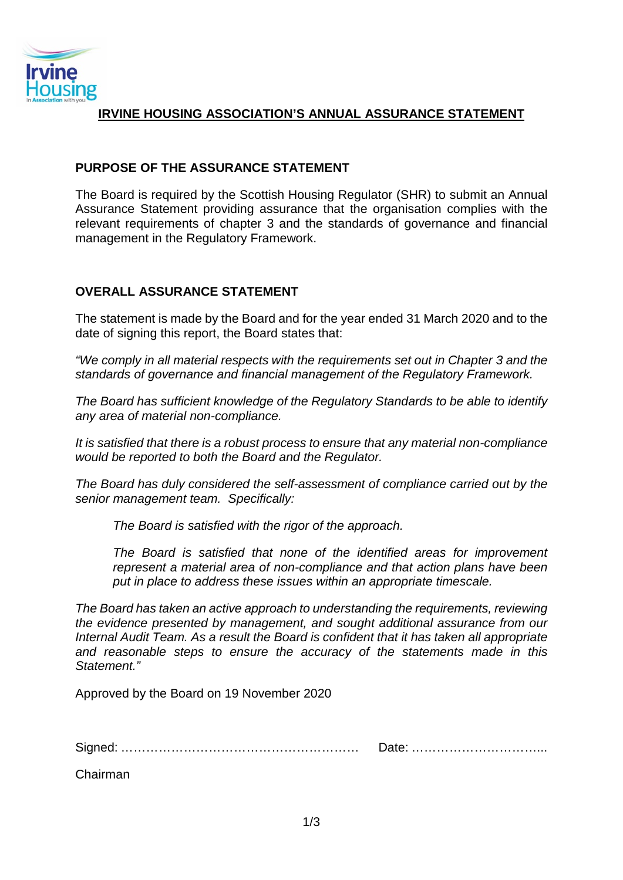# IRVINE HOUSING ASSOCIATION'S ANNUAL ASSURANCE STATEMENT

## PURPOSE OF THE ASSURANCE STATEMENT

The Board is required by the Scottish Housing Regulator (SHR) to submit an Annual Assurance Statement providing assurance that the organisation complies with the relevant requirements of chapter 3 and the standards of governance and financial management in the Regulatory Framework.

## OVERALL ASSURANCE STATEMENT

The statement is made by the Board and for the year ended 31 March 2020 and to the date of signing this report, the Board states that:

*"We comply in all material respects with the requirements set out in Chapter 3 and the standards of governance and financial management of the Regulatory Framework.*

*The Board has sufficient knowledge of the Regulatory Standards to be able to identify any area of material non-compliance.*

*It is satisfied that there is a robust process to ensure that any material non-compliance would be reported to both the Board and the Regulator.*

*The Board has duly considered the self-assessment of compliance carried out by the senior management team. Specifically:*

> *The Board is satisfied with the rigor of the approach.*
>
> *The Board is satisfied that none of the identified areas for improvement represent a material area of non-compliance and that action plans have been put in place to address these issues within an appropriate timescale.*

*The Board has taken an active approach to understanding the requirements, reviewing the evidence presented by management, and sought additional assurance from our Internal Audit Team. As a result the Board is confident that it has taken all appropriate and reasonable steps to ensure the accuracy of the statements made in this Statement."*

Approved by the Board on 19 November 2020

Signed: ………………………………………………… Date: …………………………...

Chairman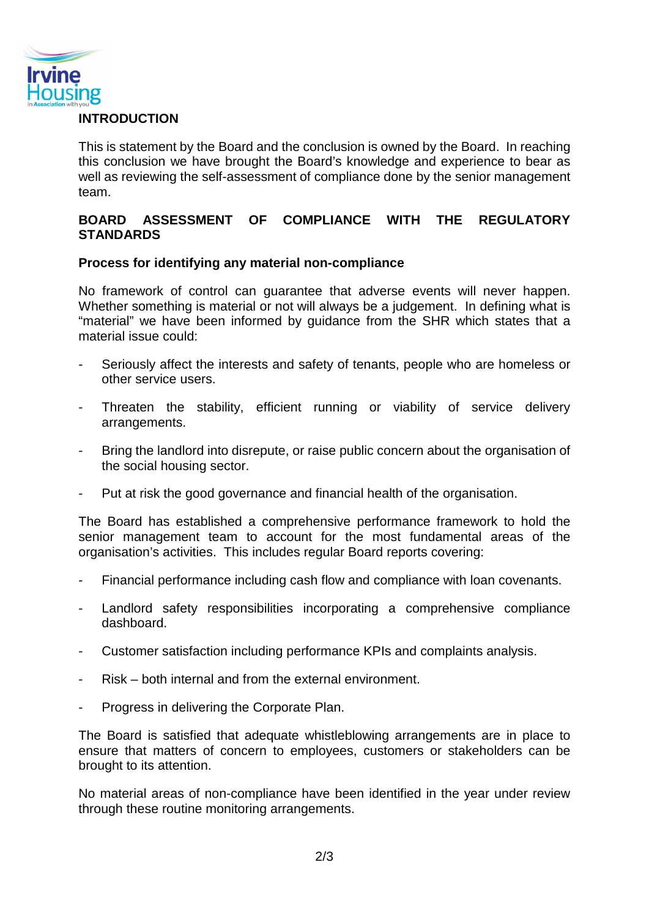## INTRODUCTION

This is statement by the Board and the conclusion is owned by the Board. In reaching this conclusion we have brought the Board's knowledge and experience to bear as well as reviewing the self-assessment of compliance done by the senior management team.

## BOARD ASSESSMENT OF COMPLIANCE WITH THE REGULATORY STANDARDS

### Process for identifying any material non-compliance

No framework of control can guarantee that adverse events will never happen. Whether something is material or not will always be a judgement. In defining what is "material" we have been informed by guidance from the SHR which states that a material issue could:

- Seriously affect the interests and safety of tenants, people who are homeless or other service users.
- Threaten the stability, efficient running or viability of service delivery arrangements.
- Bring the landlord into disrepute, or raise public concern about the organisation of the social housing sector.
- Put at risk the good governance and financial health of the organisation.

The Board has established a comprehensive performance framework to hold the senior management team to account for the most fundamental areas of the organisation's activities. This includes regular Board reports covering:

- Financial performance including cash flow and compliance with loan covenants.
- Landlord safety responsibilities incorporating a comprehensive compliance dashboard.
- Customer satisfaction including performance KPIs and complaints analysis.
- Risk – both internal and from the external environment.
- Progress in delivering the Corporate Plan.

The Board is satisfied that adequate whistleblowing arrangements are in place to ensure that matters of concern to employees, customers or stakeholders can be brought to its attention.

No material areas of non-compliance have been identified in the year under review through these routine monitoring arrangements.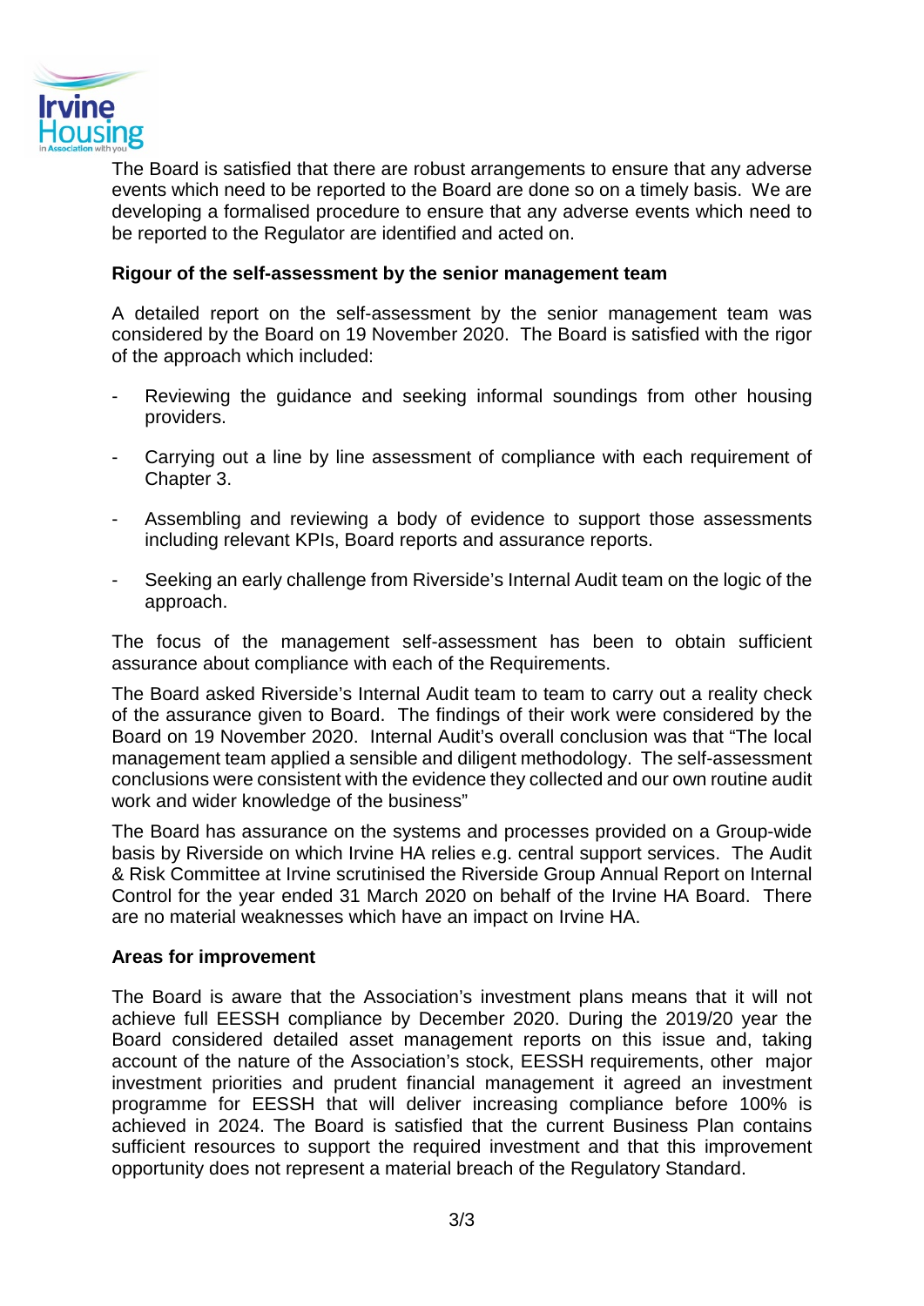The Board is satisfied that there are robust arrangements to ensure that any adverse events which need to be reported to the Board are done so on a timely basis. We are developing a formalised procedure to ensure that any adverse events which need to be reported to the Regulator are identified and acted on.

**Rigour of the self-assessment by the senior management team**

A detailed report on the self-assessment by the senior management team was considered by the Board on 19 November 2020. The Board is satisfied with the rigor of the approach which included:

- Reviewing the guidance and seeking informal soundings from other housing providers.
- Carrying out a line by line assessment of compliance with each requirement of Chapter 3.
- Assembling and reviewing a body of evidence to support those assessments including relevant KPIs, Board reports and assurance reports.
- Seeking an early challenge from Riverside's Internal Audit team on the logic of the approach.

The focus of the management self-assessment has been to obtain sufficient assurance about compliance with each of the Requirements.

The Board asked Riverside's Internal Audit team to team to carry out a reality check of the assurance given to Board. The findings of their work were considered by the Board on 19 November 2020. Internal Audit's overall conclusion was that "The local management team applied a sensible and diligent methodology. The self-assessment conclusions were consistent with the evidence they collected and our own routine audit work and wider knowledge of the business"

The Board has assurance on the systems and processes provided on a Group-wide basis by Riverside on which Irvine HA relies e.g. central support services. The Audit & Risk Committee at Irvine scrutinised the Riverside Group Annual Report on Internal Control for the year ended 31 March 2020 on behalf of the Irvine HA Board. There are no material weaknesses which have an impact on Irvine HA.

**Areas for improvement**

The Board is aware that the Association's investment plans means that it will not achieve full EESSH compliance by December 2020. During the 2019/20 year the Board considered detailed asset management reports on this issue and, taking account of the nature of the Association's stock, EESSH requirements, other major investment priorities and prudent financial management it agreed an investment programme for EESSH that will deliver increasing compliance before 100% is achieved in 2024. The Board is satisfied that the current Business Plan contains sufficient resources to support the required investment and that this improvement opportunity does not represent a material breach of the Regulatory Standard.